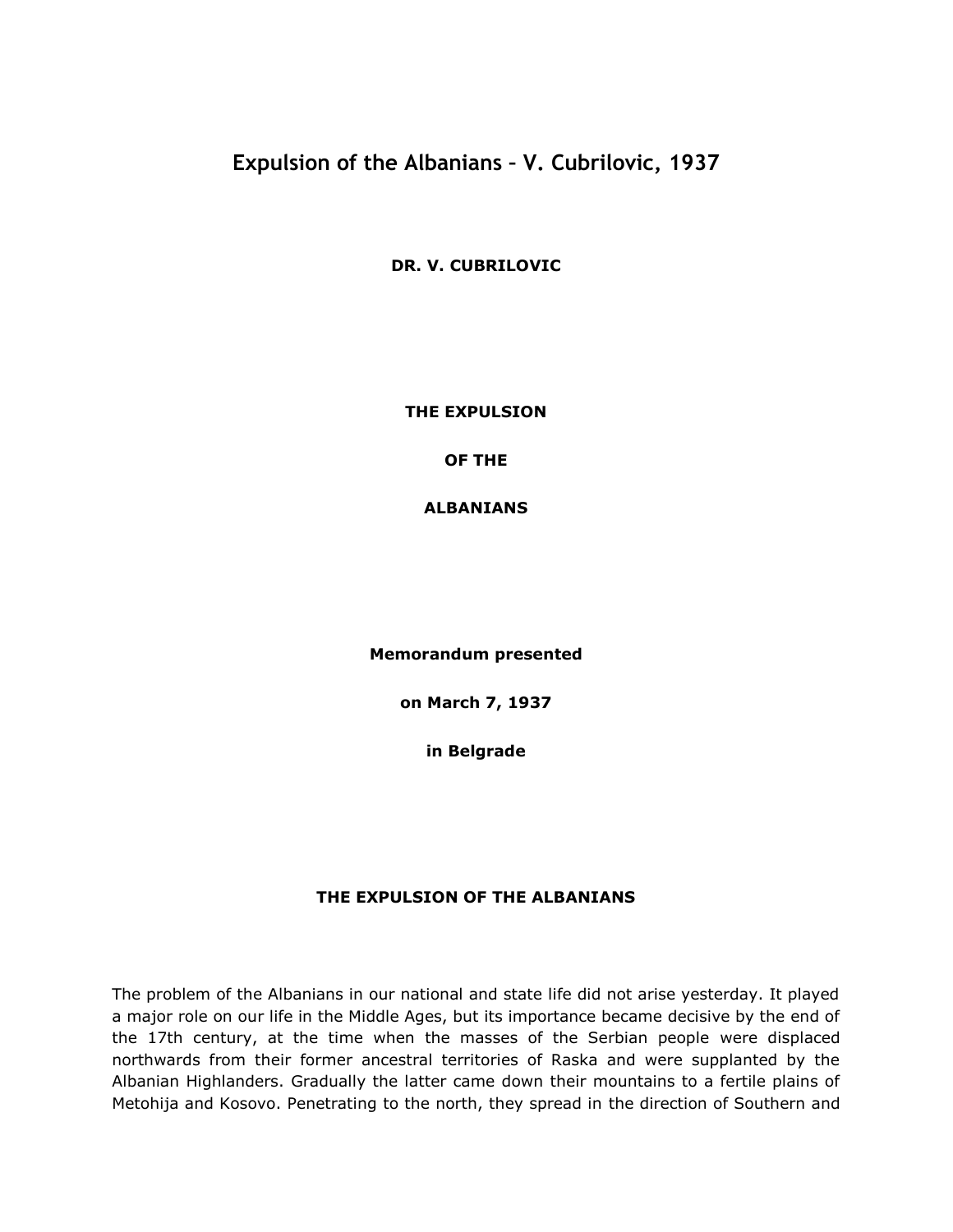# Expulsion of the Albanians – V. Cubrilovic, 1937

**DR. V. CUBRILOVIC**

**THE EXPULSION**

**OF THE**

**ALBANIANS**

**Memorandum presented**

**on March 7, 1937**

**in Belgrade**

## THE EXPULSION OF THE ALBANIANS

The problem of the Albanians in our national and state life did not arise yesterday. It played a major role on our life in the Middle Ages, but its importance became decisive by the end of the 17th century, at the time when the masses of the Serbian people were displaced northwards from their former ancestral territories of Raska and were supplanted by the Albanian Highlanders. Gradually the latter came down their mountains to a fertile plains of Metohija and Kosovo. Penetrating to the north, they spread in the direction of Southern and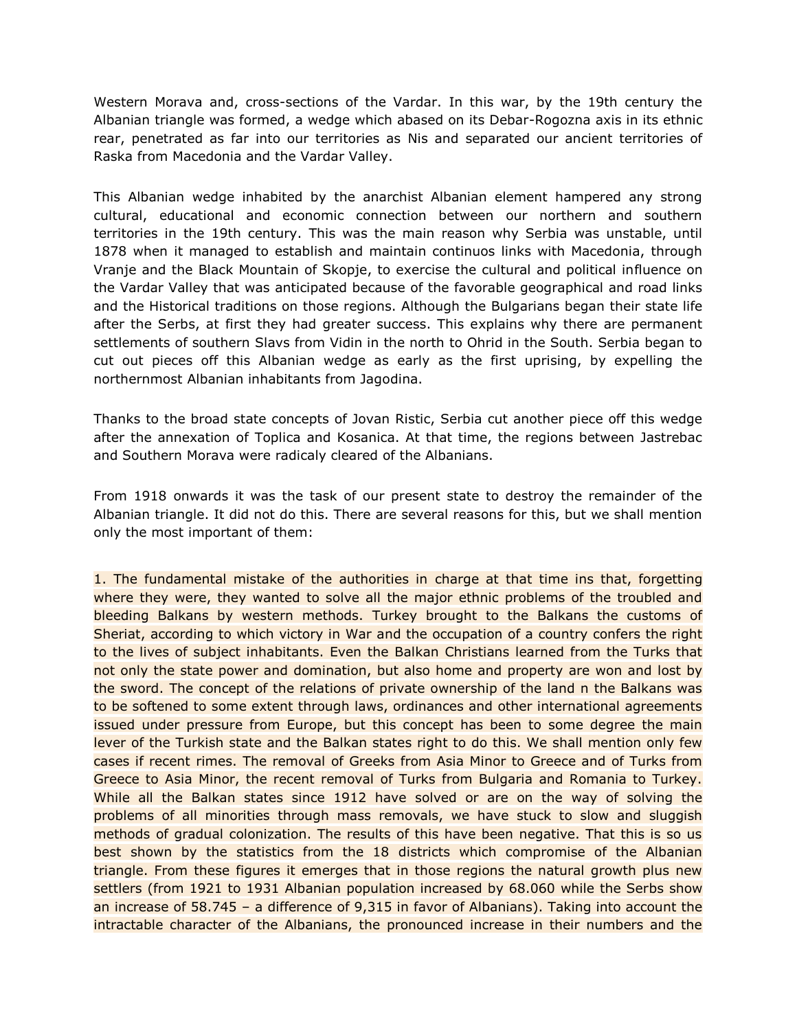Western Morava and, cross-sections of the Vardar. In this war, by the 19th century the Albanian triangle was formed, a wedge which abased on its Debar-Rogozna axis in its ethnic rear, penetrated as far into our territories as Nis and separated our ancient territories of Raska from Macedonia and the Vardar Valley.

This Albanian wedge inhabited by the anarchist Albanian element hampered any strong cultural, educational and economic connection between our northern and southern territories in the 19th century. This was the main reason why Serbia was unstable, until 1878 when it managed to establish and maintain continuos links with Macedonia, through Vranje and the Black Mountain of Skopje, to exercise the cultural and political influence on the Vardar Valley that was anticipated because of the favorable geographical and road links and the Historical traditions on those regions. Although the Bulgarians began their state life after the Serbs, at first they had greater success. This explains why there are permanent settlements of southern Slavs from Vidin in the north to Ohrid in the South. Serbia began to cut out pieces off this Albanian wedge as early as the first uprising, by expelling the northernmost Albanian inhabitants from Jagodina.

Thanks to the broad state concepts of Jovan Ristic, Serbia cut another piece off this wedge after the annexation of Toplica and Kosanica. At that time, the regions between Jastrebac and Southern Morava were radicaly cleared of the Albanians.

From 1918 onwards it was the task of our present state to destroy the remainder of the Albanian triangle. It did not do this. There are several reasons for this, but we shall mention only the most important of them:

1. The fundamental mistake of the authorities in charge at that time ins that, forgetting where they were, they wanted to solve all the major ethnic problems of the troubled and bleeding Balkans by western methods. Turkey brought to the Balkans the customs of Sheriat, according to which victory in War and the occupation of a country confers the right to the lives of subject inhabitants. Even the Balkan Christians learned from the Turks that not only the state power and domination, but also home and property are won and lost by the sword. The concept of the relations of private ownership of the land n the Balkans was to be softened to some extent through laws, ordinances and other international agreements issued under pressure from Europe, but this concept has been to some degree the main lever of the Turkish state and the Balkan states right to do this. We shall mention only few cases if recent rimes. The removal of Greeks from Asia Minor to Greece and of Turks from Greece to Asia Minor, the recent removal of Turks from Bulgaria and Romania to Turkey. While all the Balkan states since 1912 have solved or are on the way of solving the problems of all minorities through mass removals, we have stuck to slow and sluggish methods of gradual colonization. The results of this have been negative. That this is so us best shown by the statistics from the 18 districts which compromise of the Albanian triangle. From these figures it emerges that in those regions the natural growth plus new settlers (from 1921 to 1931 Albanian population increased by 68.060 while the Serbs show an increase of 58.745 – a difference of 9,315 in favor of Albanians). Taking into account the intractable character of the Albanians, the pronounced increase in their numbers and the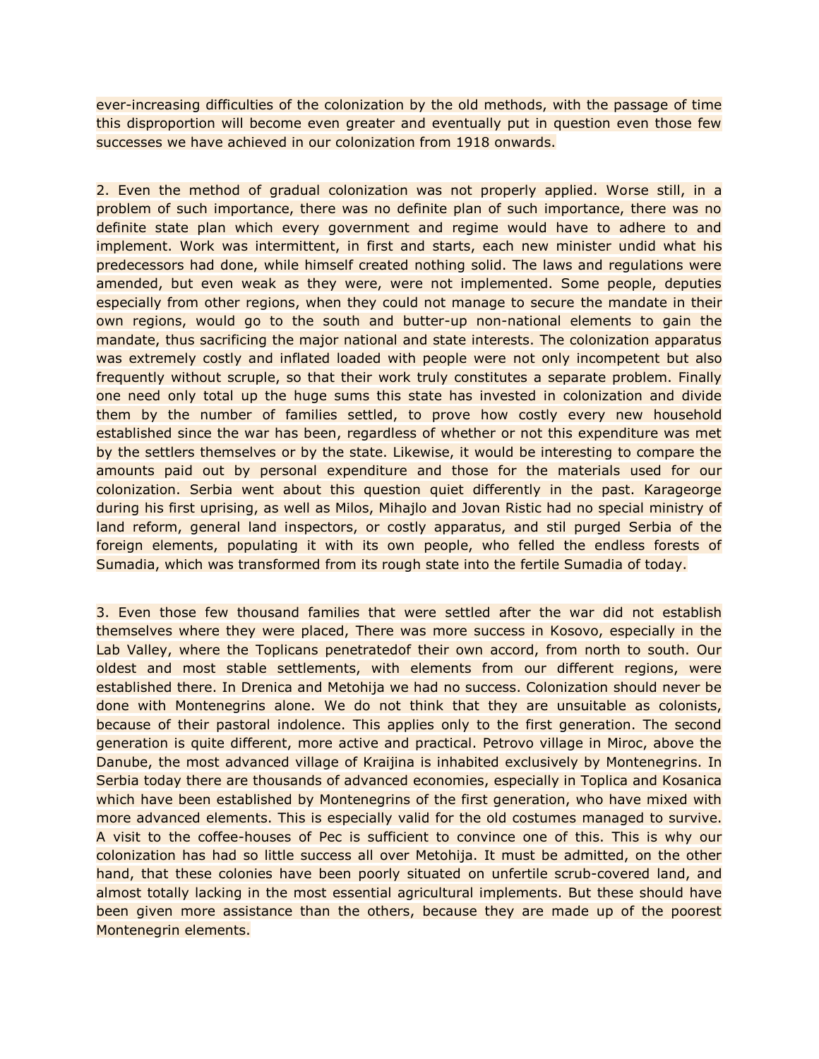ever-increasing difficulties of the colonization by the old methods, with the passage of time this disproportion will become even greater and eventually put in question even those few successes we have achieved in our colonization from 1918 onwards.

2. Even the method of gradual colonization was not properly applied. Worse still, in a problem of such importance, there was no definite plan of such importance, there was no definite state plan which every government and regime would have to adhere to and implement. Work was intermittent, in first and starts, each new minister undid what his predecessors had done, while himself created nothing solid. The laws and regulations were amended, but even weak as they were, were not implemented. Some people, deputies especially from other regions, when they could not manage to secure the mandate in their own regions, would go to the south and butter-up non-national elements to gain the mandate, thus sacrificing the major national and state interests. The colonization apparatus was extremely costly and inflated loaded with people were not only incompetent but also frequently without scruple, so that their work truly constitutes a separate problem. Finally one need only total up the huge sums this state has invested in colonization and divide them by the number of families settled, to prove how costly every new household established since the war has been, regardless of whether or not this expenditure was met by the settlers themselves or by the state. Likewise, it would be interesting to compare the amounts paid out by personal expenditure and those for the materials used for our colonization. Serbia went about this question quiet differently in the past. Karageorge during his first uprising, as well as Milos, Mihajlo and Jovan Ristic had no special ministry of land reform, general land inspectors, or costly apparatus, and stil purged Serbia of the foreign elements, populating it with its own people, who felled the endless forests of Sumadia, which was transformed from its rough state into the fertile Sumadia of today.

3. Even those few thousand families that were settled after the war did not establish themselves where they were placed, There was more success in Kosovo, especially in the Lab Valley, where the Toplicans penetratedof their own accord, from north to south. Our oldest and most stable settlements, with elements from our different regions, were established there. In Drenica and Metohija we had no success. Colonization should never be done with Montenegrins alone. We do not think that they are unsuitable as colonists, because of their pastoral indolence. This applies only to the first generation. The second generation is quite different, more active and practical. Petrovo village in Miroc, above the Danube, the most advanced village of Kraijina is inhabited exclusively by Montenegrins. In Serbia today there are thousands of advanced economies, especially in Toplica and Kosanica which have been established by Montenegrins of the first generation, who have mixed with more advanced elements. This is especially valid for the old costumes managed to survive. A visit to the coffee-houses of Pec is sufficient to convince one of this. This is why our colonization has had so little success all over Metohija. It must be admitted, on the other hand, that these colonies have been poorly situated on unfertile scrub-covered land, and almost totally lacking in the most essential agricultural implements. But these should have been given more assistance than the others, because they are made up of the poorest Montenegrin elements.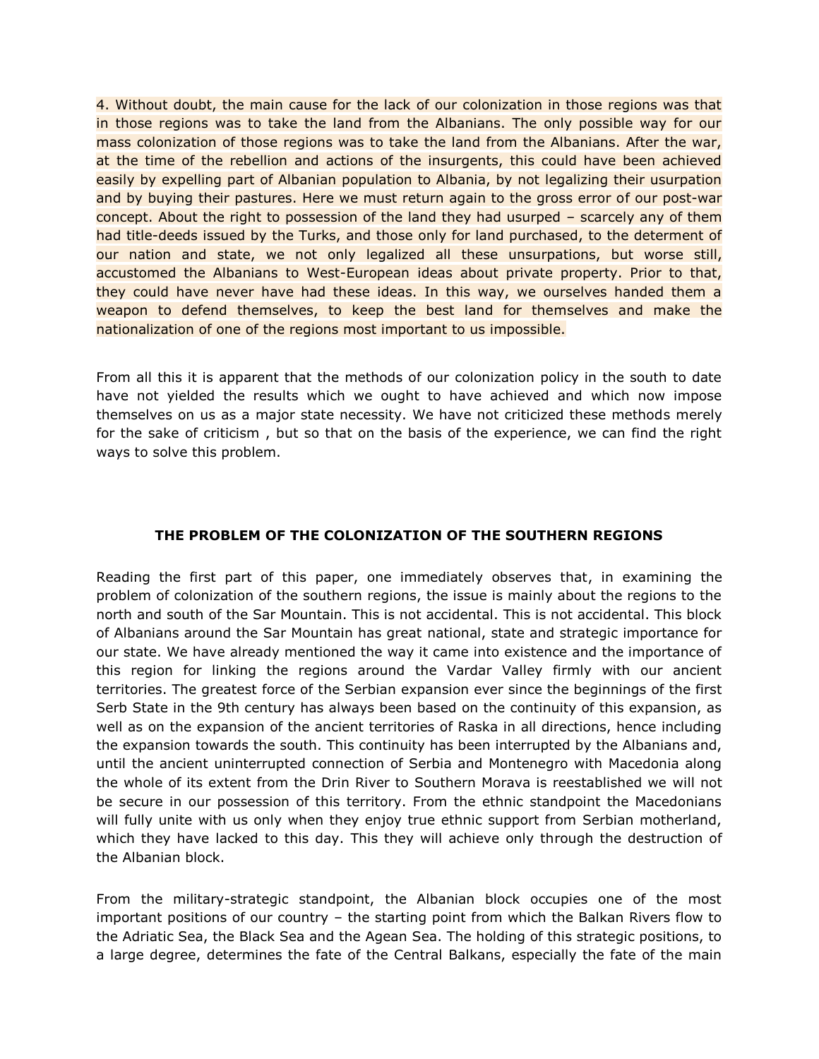4. Without doubt, the main cause for the lack of our colonization in those regions was that in those regions was to take the land from the Albanians. The only possible way for our mass colonization of those regions was to take the land from the Albanians. After the war, at the time of the rebellion and actions of the insurgents, this could have been achieved easily by expelling part of Albanian population to Albania, by not legalizing their usurpation and by buying their pastures. Here we must return again to the gross error of our post-war concept. About the right to possession of the land they had usurped – scarcely any of them had title-deeds issued by the Turks, and those only for land purchased, to the determent of our nation and state, we not only legalized all these unsurpations, but worse still, accustomed the Albanians to West-European ideas about private property. Prior to that, they could have never have had these ideas. In this way, we ourselves handed them a weapon to defend themselves, to keep the best land for themselves and make the nationalization of one of the regions most important to us impossible.

From all this it is apparent that the methods of our colonization policy in the south to date have not yielded the results which we ought to have achieved and which now impose themselves on us as a major state necessity. We have not criticized these methods merely for the sake of criticism , but so that on the basis of the experience, we can find the right ways to solve this problem.

## THE PROBLEM OF THE COLONIZATION OF THE SOUTHERN REGIONS

Reading the first part of this paper, one immediately observes that, in examining the problem of colonization of the southern regions, the issue is mainly about the regions to the north and south of the Sar Mountain. This is not accidental. This is not accidental. This block of Albanians around the Sar Mountain has great national, state and strategic importance for our state. We have already mentioned the way it came into existence and the importance of this region for linking the regions around the Vardar Valley firmly with our ancient territories. The greatest force of the Serbian expansion ever since the beginnings of the first Serb State in the 9th century has always been based on the continuity of this expansion, as well as on the expansion of the ancient territories of Raska in all directions, hence including the expansion towards the south. This continuity has been interrupted by the Albanians and, until the ancient uninterrupted connection of Serbia and Montenegro with Macedonia along the whole of its extent from the Drin River to Southern Morava is reestablished we will not be secure in our possession of this territory. From the ethnic standpoint the Macedonians will fully unite with us only when they enjoy true ethnic support from Serbian motherland, which they have lacked to this day. This they will achieve only through the destruction of the Albanian block.

From the military-strategic standpoint, the Albanian block occupies one of the most important positions of our country – the starting point from which the Balkan Rivers flow to the Adriatic Sea, the Black Sea and the Agean Sea. The holding of this strategic positions, to a large degree, determines the fate of the Central Balkans, especially the fate of the main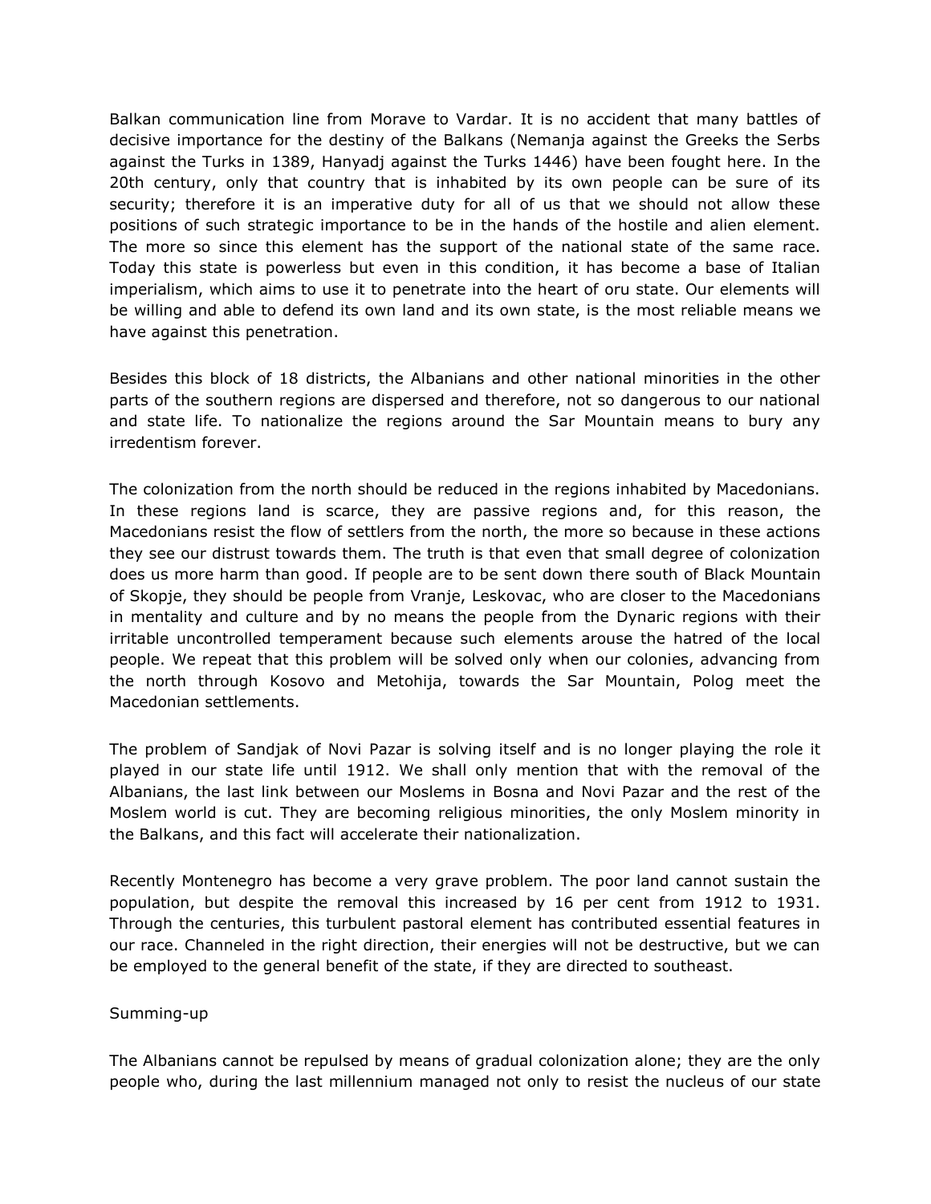Balkan communication line from Morave to Vardar. It is no accident that many battles of decisive importance for the destiny of the Balkans (Nemanja against the Greeks the Serbs against the Turks in 1389, Hanyadj against the Turks 1446) have been fought here. In the 20th century, only that country that is inhabited by its own people can be sure of its security; therefore it is an imperative duty for all of us that we should not allow these positions of such strategic importance to be in the hands of the hostile and alien element. The more so since this element has the support of the national state of the same race. Today this state is powerless but even in this condition, it has become a base of Italian imperialism, which aims to use it to penetrate into the heart of oru state. Our elements will be willing and able to defend its own land and its own state, is the most reliable means we have against this penetration.

Besides this block of 18 districts, the Albanians and other national minorities in the other parts of the southern regions are dispersed and therefore, not so dangerous to our national and state life. To nationalize the regions around the Sar Mountain means to bury any irredentism forever.

The colonization from the north should be reduced in the regions inhabited by Macedonians. In these regions land is scarce, they are passive regions and, for this reason, the Macedonians resist the flow of settlers from the north, the more so because in these actions they see our distrust towards them. The truth is that even that small degree of colonization does us more harm than good. If people are to be sent down there south of Black Mountain of Skopje, they should be people from Vranje, Leskovac, who are closer to the Macedonians in mentality and culture and by no means the people from the Dynaric regions with their irritable uncontrolled temperament because such elements arouse the hatred of the local people. We repeat that this problem will be solved only when our colonies, advancing from the north through Kosovo and Metohija, towards the Sar Mountain, Polog meet the Macedonian settlements.

The problem of Sandjak of Novi Pazar is solving itself and is no longer playing the role it played in our state life until 1912. We shall only mention that with the removal of the Albanians, the last link between our Moslems in Bosna and Novi Pazar and the rest of the Moslem world is cut. They are becoming religious minorities, the only Moslem minority in the Balkans, and this fact will accelerate their nationalization.

Recently Montenegro has become a very grave problem. The poor land cannot sustain the population, but despite the removal this increased by 16 per cent from 1912 to 1931. Through the centuries, this turbulent pastoral element has contributed essential features in our race. Channeled in the right direction, their energies will not be destructive, but we can be employed to the general benefit of the state, if they are directed to southeast.

Summing-up

The Albanians cannot be repulsed by means of gradual colonization alone; they are the only people who, during the last millennium managed not only to resist the nucleus of our state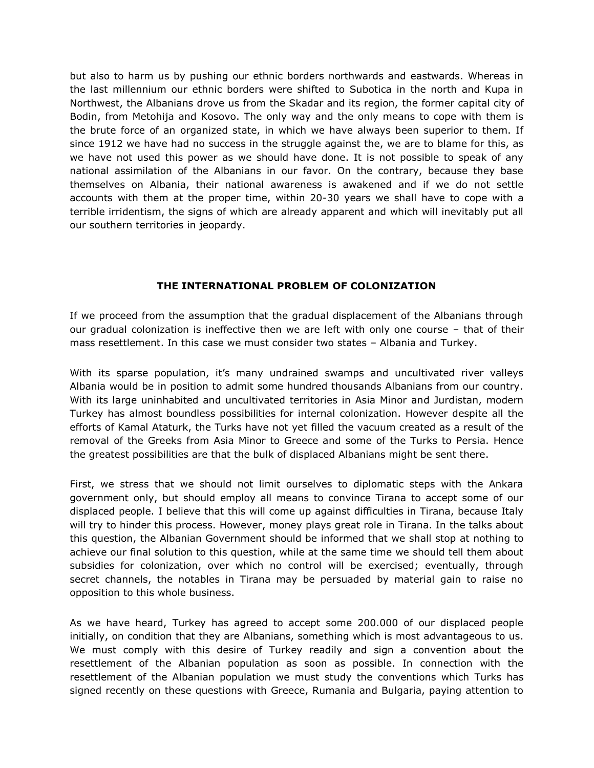but also to harm us by pushing our ethnic borders northwards and eastwards. Whereas in the last millennium our ethnic borders were shifted to Subotica in the north and Kupa in Northwest, the Albanians drove us from the Skadar and its region, the former capital city of Bodin, from Metohija and Kosovo. The only way and the only means to cope with them is the brute force of an organized state, in which we have always been superior to them. If since 1912 we have had no success in the struggle against the, we are to blame for this, as we have not used this power as we should have done. It is not possible to speak of any national assimilation of the Albanians in our favor. On the contrary, because they base themselves on Albania, their national awareness is awakened and if we do not settle accounts with them at the proper time, within 20-30 years we shall have to cope with a terrible irridentism, the signs of which are already apparent and which will inevitably put all our southern territories in jeopardy.

## THE INTERNATIONAL PROBLEM OF COLONIZATION

If we proceed from the assumption that the gradual displacement of the Albanians through our gradual colonization is ineffective then we are left with only one course – that of their mass resettlement. In this case we must consider two states – Albania and Turkey.

With its sparse population, it's many undrained swamps and uncultivated river valleys Albania would be in position to admit some hundred thousands Albanians from our country. With its large uninhabited and uncultivated territories in Asia Minor and Jurdistan, modern Turkey has almost boundless possibilities for internal colonization. However despite all the efforts of Kamal Ataturk, the Turks have not yet filled the vacuum created as a result of the removal of the Greeks from Asia Minor to Greece and some of the Turks to Persia. Hence the greatest possibilities are that the bulk of displaced Albanians might be sent there.

First, we stress that we should not limit ourselves to diplomatic steps with the Ankara government only, but should employ all means to convince Tirana to accept some of our displaced people. I believe that this will come up against difficulties in Tirana, because Italy will try to hinder this process. However, money plays great role in Tirana. In the talks about this question, the Albanian Government should be informed that we shall stop at nothing to achieve our final solution to this question, while at the same time we should tell them about subsidies for colonization, over which no control will be exercised; eventually, through secret channels, the notables in Tirana may be persuaded by material gain to raise no opposition to this whole business.

As we have heard, Turkey has agreed to accept some 200.000 of our displaced people initially, on condition that they are Albanians, something which is most advantageous to us. We must comply with this desire of Turkey readily and sign a convention about the resettlement of the Albanian population as soon as possible. In connection with the resettlement of the Albanian population we must study the conventions which Turks has signed recently on these questions with Greece, Rumania and Bulgaria, paying attention to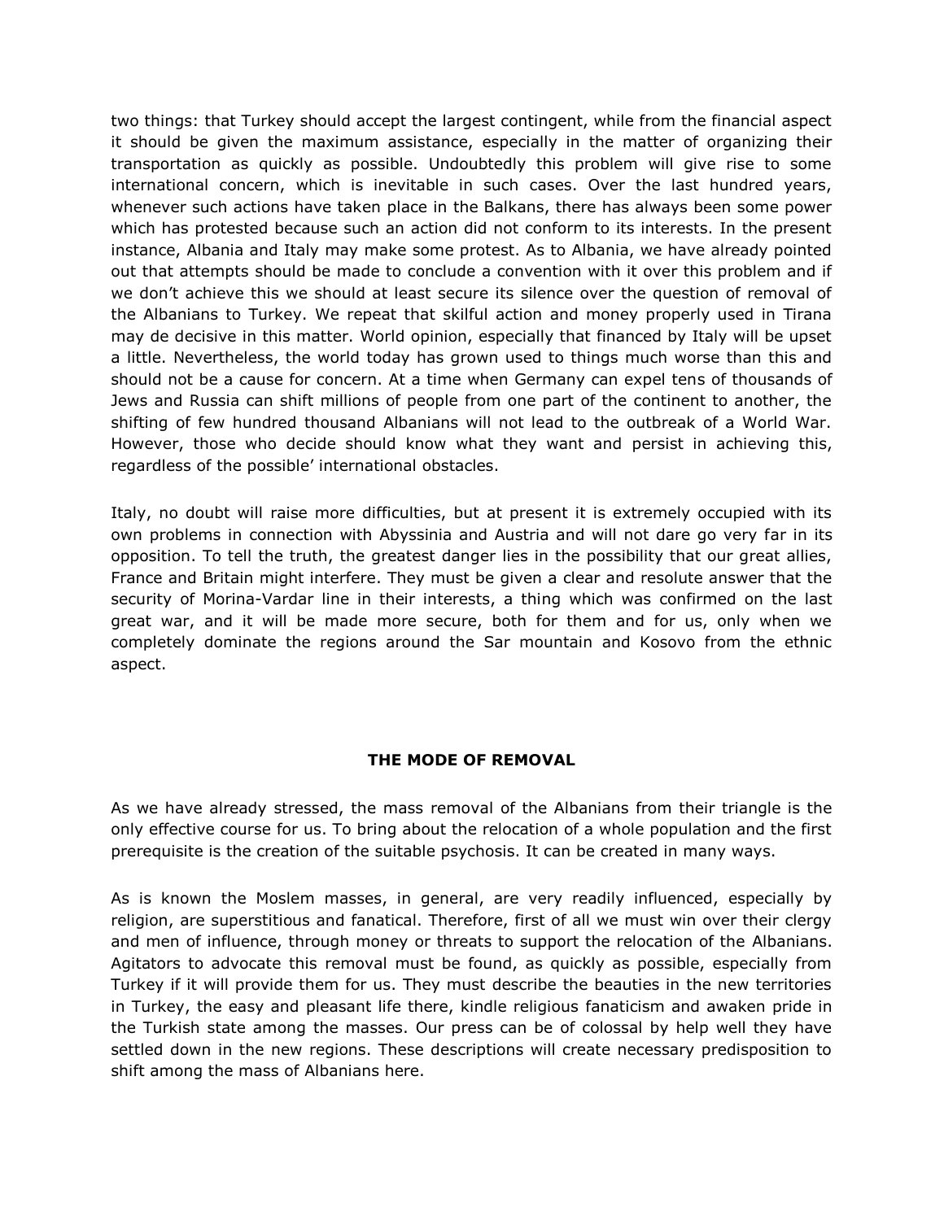two things: that Turkey should accept the largest contingent, while from the financial aspect it should be given the maximum assistance, especially in the matter of organizing their transportation as quickly as possible. Undoubtedly this problem will give rise to some international concern, which is inevitable in such cases. Over the last hundred years, whenever such actions have taken place in the Balkans, there has always been some power which has protested because such an action did not conform to its interests. In the present instance, Albania and Italy may make some protest. As to Albania, we have already pointed out that attempts should be made to conclude a convention with it over this problem and if we don't achieve this we should at least secure its silence over the question of removal of the Albanians to Turkey. We repeat that skilful action and money properly used in Tirana may de decisive in this matter. World opinion, especially that financed by Italy will be upset a little. Nevertheless, the world today has grown used to things much worse than this and should not be a cause for concern. At a time when Germany can expel tens of thousands of Jews and Russia can shift millions of people from one part of the continent to another, the shifting of few hundred thousand Albanians will not lead to the outbreak of a World War. However, those who decide should know what they want and persist in achieving this, regardless of the possible' international obstacles.

Italy, no doubt will raise more difficulties, but at present it is extremely occupied with its own problems in connection with Abyssinia and Austria and will not dare go very far in its opposition. To tell the truth, the greatest danger lies in the possibility that our great allies, France and Britain might interfere. They must be given a clear and resolute answer that the security of Morina-Vardar line in their interests, a thing which was confirmed on the last great war, and it will be made more secure, both for them and for us, only when we completely dominate the regions around the Sar mountain and Kosovo from the ethnic aspect.

## THE MODE OF REMOVAL

As we have already stressed, the mass removal of the Albanians from their triangle is the only effective course for us. To bring about the relocation of a whole population and the first prerequisite is the creation of the suitable psychosis. It can be created in many ways.

As is known the Moslem masses, in general, are very readily influenced, especially by religion, are superstitious and fanatical. Therefore, first of all we must win over their clergy and men of influence, through money or threats to support the relocation of the Albanians. Agitators to advocate this removal must be found, as quickly as possible, especially from Turkey if it will provide them for us. They must describe the beauties in the new territories in Turkey, the easy and pleasant life there, kindle religious fanaticism and awaken pride in the Turkish state among the masses. Our press can be of colossal by help well they have settled down in the new regions. These descriptions will create necessary predisposition to shift among the mass of Albanians here.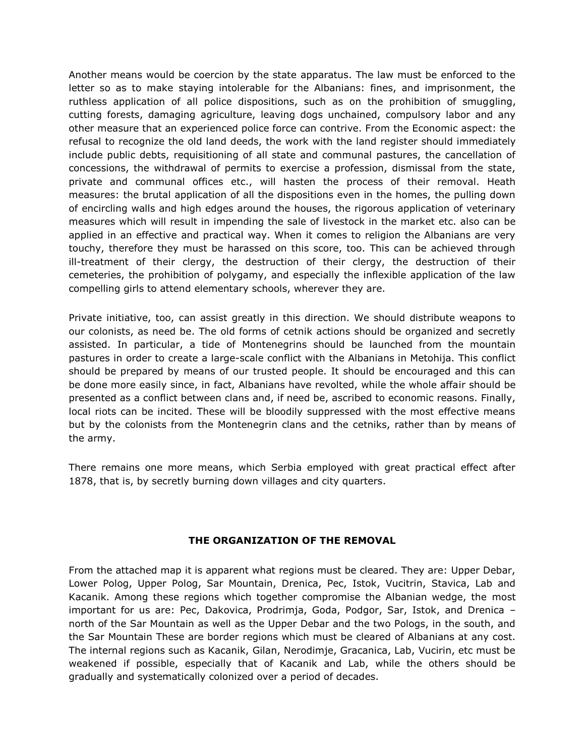Another means would be coercion by the state apparatus. The law must be enforced to the letter so as to make staying intolerable for the Albanians: fines, and imprisonment, the ruthless application of all police dispositions, such as on the prohibition of smuggling, cutting forests, damaging agriculture, leaving dogs unchained, compulsory labor and any other measure that an experienced police force can contrive. From the Economic aspect: the refusal to recognize the old land deeds, the work with the land register should immediately include public debts, requisitioning of all state and communal pastures, the cancellation of concessions, the withdrawal of permits to exercise a profession, dismissal from the state, private and communal offices etc., will hasten the process of their removal. Heath measures: the brutal application of all the dispositions even in the homes, the pulling down of encircling walls and high edges around the houses, the rigorous application of veterinary measures which will result in impending the sale of livestock in the market etc. also can be applied in an effective and practical way. When it comes to religion the Albanians are very touchy, therefore they must be harassed on this score, too. This can be achieved through ill-treatment of their clergy, the destruction of their clergy, the destruction of their cemeteries, the prohibition of polygamy, and especially the inflexible application of the law compelling girls to attend elementary schools, wherever they are.

Private initiative, too, can assist greatly in this direction. We should distribute weapons to our colonists, as need be. The old forms of cetnik actions should be organized and secretly assisted. In particular, a tide of Montenegrins should be launched from the mountain pastures in order to create a large-scale conflict with the Albanians in Metohija. This conflict should be prepared by means of our trusted people. It should be encouraged and this can be done more easily since, in fact, Albanians have revolted, while the whole affair should be presented as a conflict between clans and, if need be, ascribed to economic reasons. Finally, local riots can be incited. These will be bloodily suppressed with the most effective means but by the colonists from the Montenegrin clans and the cetniks, rather than by means of the army.

There remains one more means, which Serbia employed with great practical effect after 1878, that is, by secretly burning down villages and city quarters.

## THE ORGANIZATION OF THE REMOVAL

From the attached map it is apparent what regions must be cleared. They are: Upper Debar, Lower Polog, Upper Polog, Sar Mountain, Drenica, Pec, Istok, Vucitrin, Stavica, Lab and Kacanik. Among these regions which together compromise the Albanian wedge, the most important for us are: Pec, Dakovica, Prodrimja, Goda, Podgor, Sar, Istok, and Drenica – north of the Sar Mountain as well as the Upper Debar and the two Pologs, in the south, and the Sar Mountain These are border regions which must be cleared of Albanians at any cost. The internal regions such as Kacanik, Gilan, Nerodimje, Gracanica, Lab, Vucirin, etc must be weakened if possible, especially that of Kacanik and Lab, while the others should be gradually and systematically colonized over a period of decades.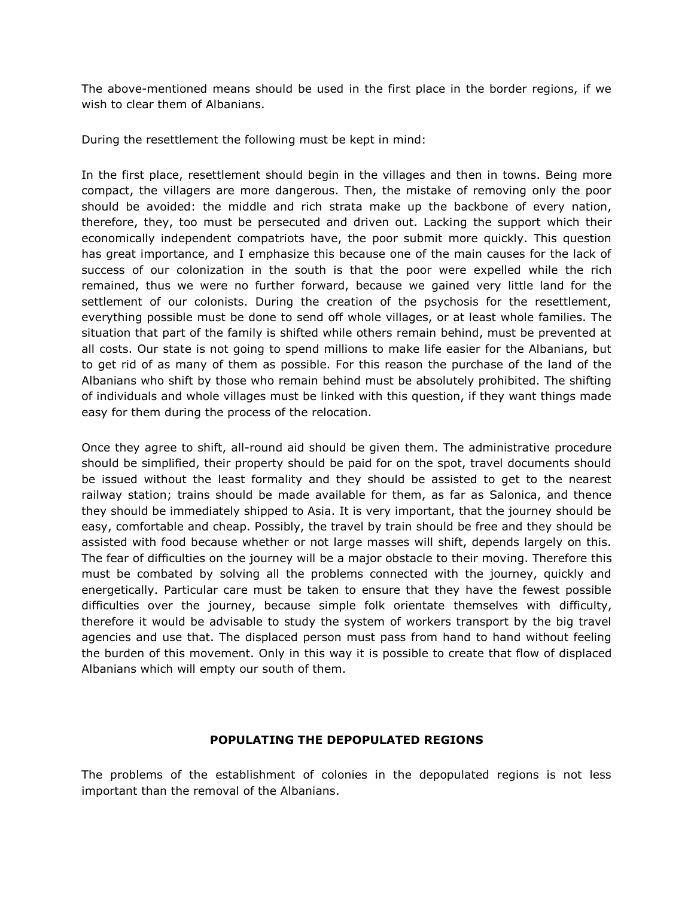The above-mentioned means should be used in the first place in the border regions, if we wish to clear them of Albanians.

During the resettlement the following must be kept in mind:

In the first place, resettlement should begin in the villages and then in towns. Being more compact, the villagers are more dangerous. Then, the mistake of removing only the poor should be avoided: the middle and rich strata make up the backbone of every nation, therefore, they, too must be persecuted and driven out. Lacking the support which their economically independent compatriots have, the poor submit more quickly. This question has great importance, and I emphasize this because one of the main causes for the lack of success of our colonization in the south is that the poor were expelled while the rich remained, thus we were no further forward, because we gained very little land for the settlement of our colonists. During the creation of the psychosis for the resettlement, everything possible must be done to send off whole villages, or at least whole families. The situation that part of the family is shifted while others remain behind, must be prevented at all costs. Our state is not going to spend millions to make life easier for the Albanians, but to get rid of as many of them as possible. For this reason the purchase of the land of the Albanians who shift by those who remain behind must be absolutely prohibited. The shifting of individuals and whole villages must be linked with this question, if they want things made easy for them during the process of the relocation.

Once they agree to shift, all-round aid should be given them. The administrative procedure should be simplified, their property should be paid for on the spot, travel documents should be issued without the least formality and they should be assisted to get to the nearest railway station; trains should be made available for them, as far as Salonica, and thence they should be immediately shipped to Asia. It is very important, that the journey should be easy, comfortable and cheap. Possibly, the travel by train should be free and they should be assisted with food because whether or not large masses will shift, depends largely on this. The fear of difficulties on the journey will be a major obstacle to their moving. Therefore this must be combated by solving all the problems connected with the journey, quickly and energetically. Particular care must be taken to ensure that they have the fewest possible difficulties over the journey, because simple folk orientate themselves with difficulty, therefore it would be advisable to study the system of workers transport by the big travel agencies and use that. The displaced person must pass from hand to hand without feeling the burden of this movement. Only in this way it is possible to create that flow of displaced Albanians which will empty our south of them.

## POPULATING THE DEPOPULATED REGIONS

The problems of the establishment of colonies in the depopulated regions is not less important than the removal of the Albanians.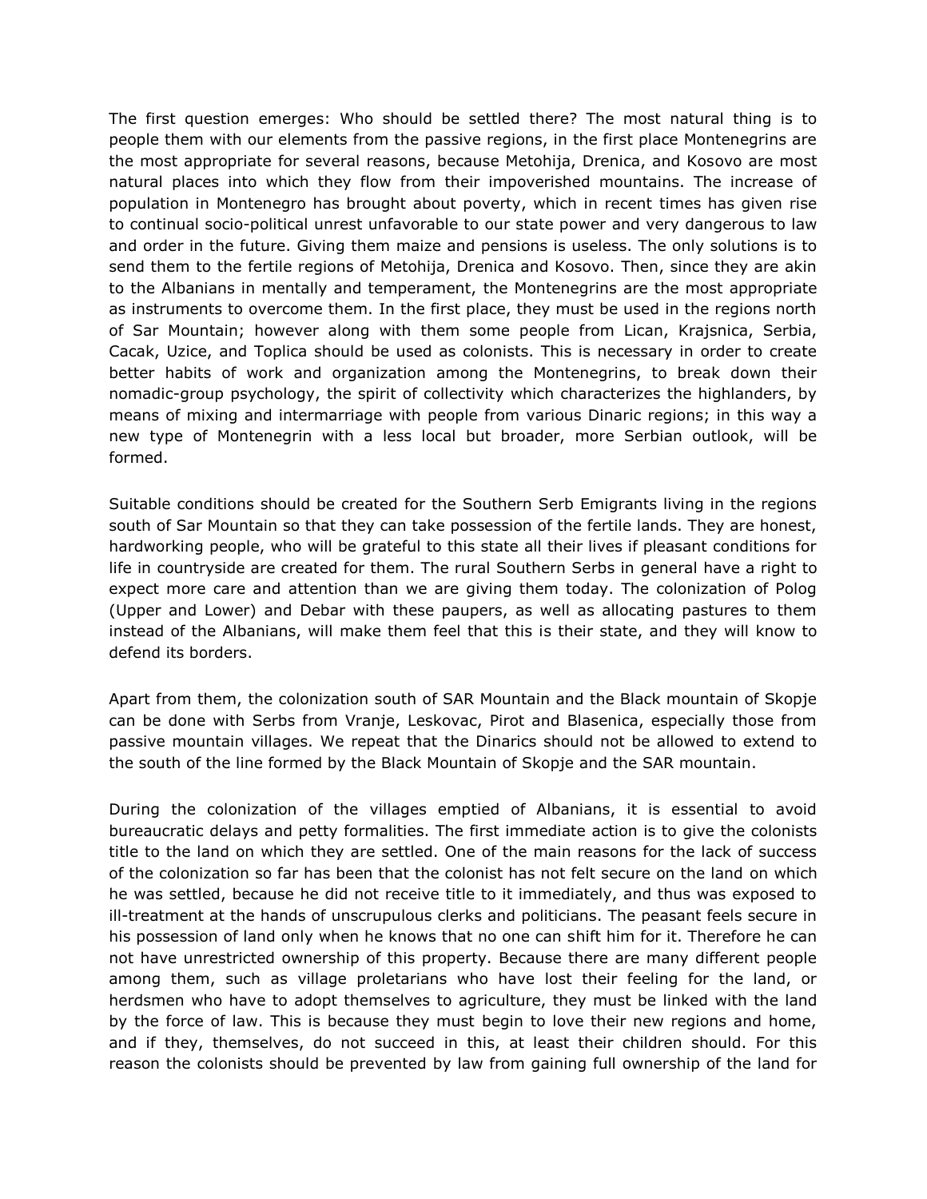The first question emerges: Who should be settled there? The most natural thing is to people them with our elements from the passive regions, in the first place Montenegrins are the most appropriate for several reasons, because Metohija, Drenica, and Kosovo are most natural places into which they flow from their impoverished mountains. The increase of population in Montenegro has brought about poverty, which in recent times has given rise to continual socio-political unrest unfavorable to our state power and very dangerous to law and order in the future. Giving them maize and pensions is useless. The only solutions is to send them to the fertile regions of Metohija, Drenica and Kosovo. Then, since they are akin to the Albanians in mentally and temperament, the Montenegrins are the most appropriate as instruments to overcome them. In the first place, they must be used in the regions north of Sar Mountain; however along with them some people from Lican, Krajsnica, Serbia, Cacak, Uzice, and Toplica should be used as colonists. This is necessary in order to create better habits of work and organization among the Montenegrins, to break down their nomadic-group psychology, the spirit of collectivity which characterizes the highlanders, by means of mixing and intermarriage with people from various Dinaric regions; in this way a new type of Montenegrin with a less local but broader, more Serbian outlook, will be formed.

Suitable conditions should be created for the Southern Serb Emigrants living in the regions south of Sar Mountain so that they can take possession of the fertile lands. They are honest, hardworking people, who will be grateful to this state all their lives if pleasant conditions for life in countryside are created for them. The rural Southern Serbs in general have a right to expect more care and attention than we are giving them today. The colonization of Polog (Upper and Lower) and Debar with these paupers, as well as allocating pastures to them instead of the Albanians, will make them feel that this is their state, and they will know to defend its borders.

Apart from them, the colonization south of SAR Mountain and the Black mountain of Skopje can be done with Serbs from Vranje, Leskovac, Pirot and Blasenica, especially those from passive mountain villages. We repeat that the Dinarics should not be allowed to extend to the south of the line formed by the Black Mountain of Skopje and the SAR mountain.

During the colonization of the villages emptied of Albanians, it is essential to avoid bureaucratic delays and petty formalities. The first immediate action is to give the colonists title to the land on which they are settled. One of the main reasons for the lack of success of the colonization so far has been that the colonist has not felt secure on the land on which he was settled, because he did not receive title to it immediately, and thus was exposed to ill-treatment at the hands of unscrupulous clerks and politicians. The peasant feels secure in his possession of land only when he knows that no one can shift him for it. Therefore he can not have unrestricted ownership of this property. Because there are many different people among them, such as village proletarians who have lost their feeling for the land, or herdsmen who have to adopt themselves to agriculture, they must be linked with the land by the force of law. This is because they must begin to love their new regions and home, and if they, themselves, do not succeed in this, at least their children should. For this reason the colonists should be prevented by law from gaining full ownership of the land for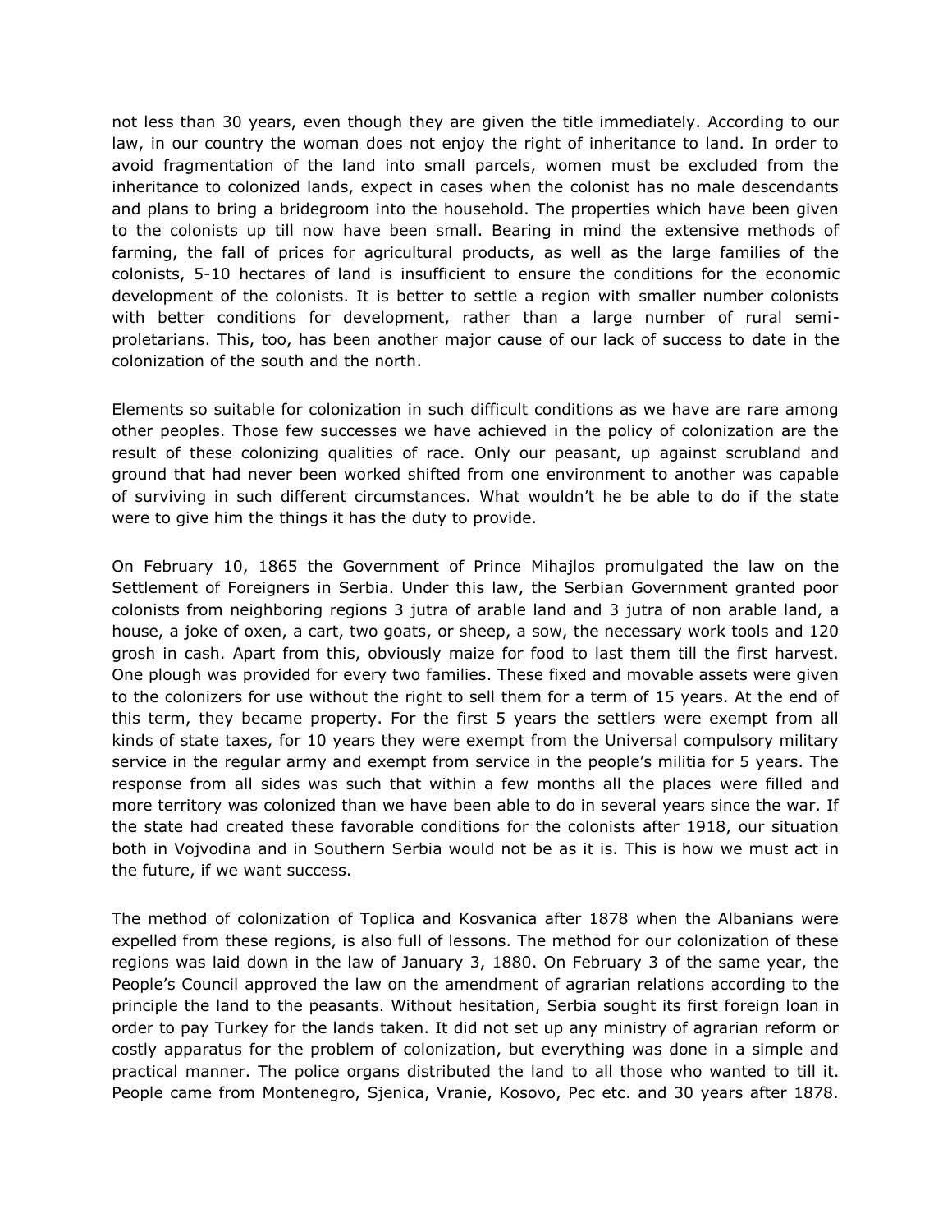not less than 30 years, even though they are given the title immediately. According to our law, in our country the woman does not enjoy the right of inheritance to land. In order to avoid fragmentation of the land into small parcels, women must be excluded from the inheritance to colonized lands, expect in cases when the colonist has no male descendants and plans to bring a bridegroom into the household. The properties which have been given to the colonists up till now have been small. Bearing in mind the extensive methods of farming, the fall of prices for agricultural products, as well as the large families of the colonists, 5-10 hectares of land is insufficient to ensure the conditions for the economic development of the colonists. It is better to settle a region with smaller number colonists with better conditions for development, rather than a large number of rural semi-proletarians. This, too, has been another major cause of our lack of success to date in the colonization of the south and the north.

Elements so suitable for colonization in such difficult conditions as we have are rare among other peoples. Those few successes we have achieved in the policy of colonization are the result of these colonizing qualities of race. Only our peasant, up against scrubland and ground that had never been worked shifted from one environment to another was capable of surviving in such different circumstances. What wouldn't he be able to do if the state were to give him the things it has the duty to provide.

On February 10, 1865 the Government of Prince Mihajlos promulgated the law on the Settlement of Foreigners in Serbia. Under this law, the Serbian Government granted poor colonists from neighboring regions 3 jutra of arable land and 3 jutra of non arable land, a house, a joke of oxen, a cart, two goats, or sheep, a sow, the necessary work tools and 120 grosh in cash. Apart from this, obviously maize for food to last them till the first harvest. One plough was provided for every two families. These fixed and movable assets were given to the colonizers for use without the right to sell them for a term of 15 years. At the end of this term, they became property. For the first 5 years the settlers were exempt from all kinds of state taxes, for 10 years they were exempt from the Universal compulsory military service in the regular army and exempt from service in the people's militia for 5 years. The response from all sides was such that within a few months all the places were filled and more territory was colonized than we have been able to do in several years since the war. If the state had created these favorable conditions for the colonists after 1918, our situation both in Vojvodina and in Southern Serbia would not be as it is. This is how we must act in the future, if we want success.

The method of colonization of Toplica and Kosvanica after 1878 when the Albanians were expelled from these regions, is also full of lessons. The method for our colonization of these regions was laid down in the law of January 3, 1880. On February 3 of the same year, the People's Council approved the law on the amendment of agrarian relations according to the principle the land to the peasants. Without hesitation, Serbia sought its first foreign loan in order to pay Turkey for the lands taken. It did not set up any ministry of agrarian reform or costly apparatus for the problem of colonization, but everything was done in a simple and practical manner. The police organs distributed the land to all those who wanted to till it. People came from Montenegro, Sjenica, Vranie, Kosovo, Pec etc. and 30 years after 1878.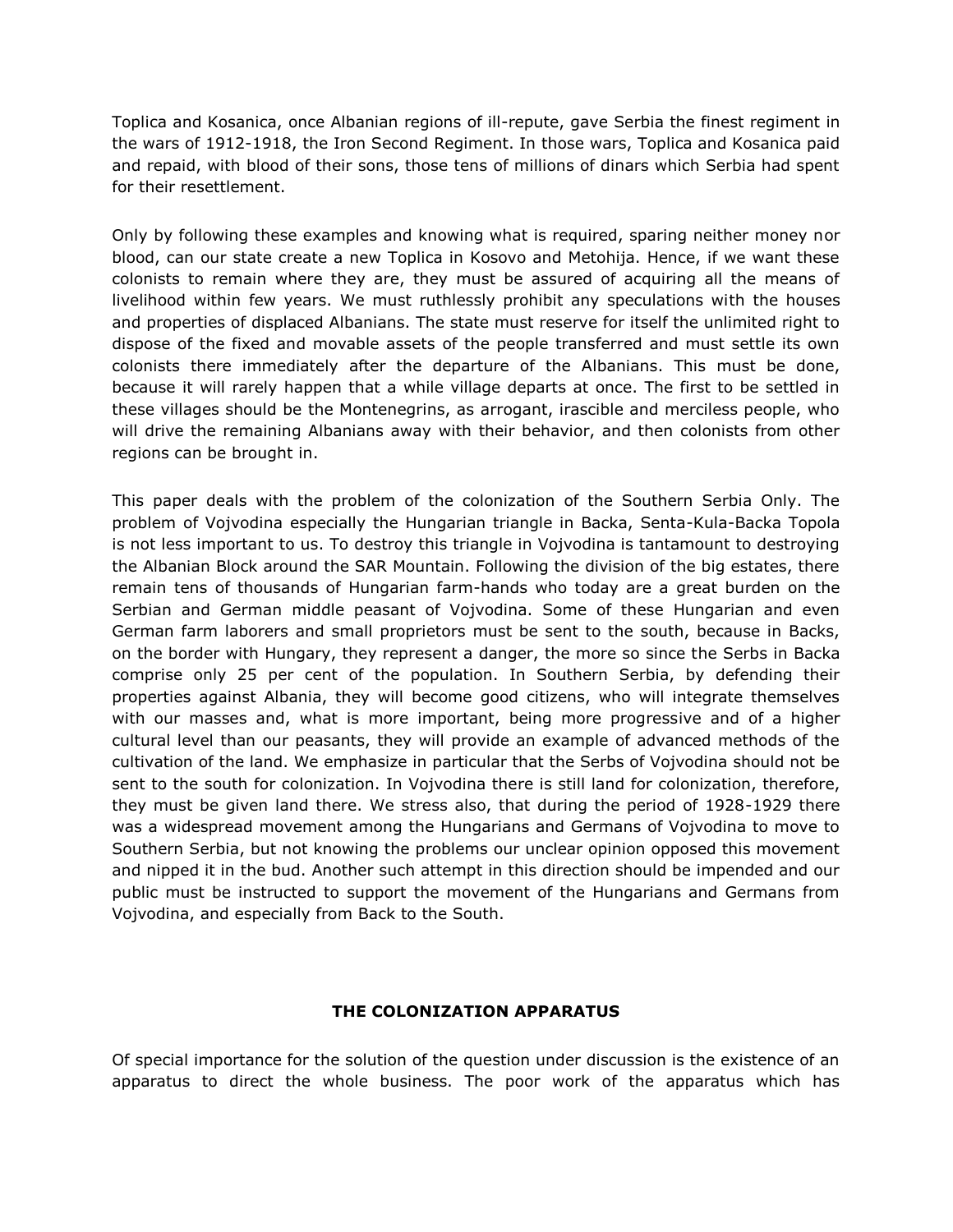Toplica and Kosanica, once Albanian regions of ill-repute, gave Serbia the finest regiment in the wars of 1912-1918, the Iron Second Regiment. In those wars, Toplica and Kosanica paid and repaid, with blood of their sons, those tens of millions of dinars which Serbia had spent for their resettlement.

Only by following these examples and knowing what is required, sparing neither money nor blood, can our state create a new Toplica in Kosovo and Metohija. Hence, if we want these colonists to remain where they are, they must be assured of acquiring all the means of livelihood within few years. We must ruthlessly prohibit any speculations with the houses and properties of displaced Albanians. The state must reserve for itself the unlimited right to dispose of the fixed and movable assets of the people transferred and must settle its own colonists there immediately after the departure of the Albanians. This must be done, because it will rarely happen that a while village departs at once. The first to be settled in these villages should be the Montenegrins, as arrogant, irascible and merciless people, who will drive the remaining Albanians away with their behavior, and then colonists from other regions can be brought in.

This paper deals with the problem of the colonization of the Southern Serbia Only. The problem of Vojvodina especially the Hungarian triangle in Backa, Senta-Kula-Backa Topola is not less important to us. To destroy this triangle in Vojvodina is tantamount to destroying the Albanian Block around the SAR Mountain. Following the division of the big estates, there remain tens of thousands of Hungarian farm-hands who today are a great burden on the Serbian and German middle peasant of Vojvodina. Some of these Hungarian and even German farm laborers and small proprietors must be sent to the south, because in Backs, on the border with Hungary, they represent a danger, the more so since the Serbs in Backa comprise only 25 per cent of the population. In Southern Serbia, by defending their properties against Albania, they will become good citizens, who will integrate themselves with our masses and, what is more important, being more progressive and of a higher cultural level than our peasants, they will provide an example of advanced methods of the cultivation of the land. We emphasize in particular that the Serbs of Vojvodina should not be sent to the south for colonization. In Vojvodina there is still land for colonization, therefore, they must be given land there. We stress also, that during the period of 1928-1929 there was a widespread movement among the Hungarians and Germans of Vojvodina to move to Southern Serbia, but not knowing the problems our unclear opinion opposed this movement and nipped it in the bud. Another such attempt in this direction should be impended and our public must be instructed to support the movement of the Hungarians and Germans from Vojvodina, and especially from Back to the South.

## THE COLONIZATION APPARATUS

Of special importance for the solution of the question under discussion is the existence of an apparatus to direct the whole business. The poor work of the apparatus which has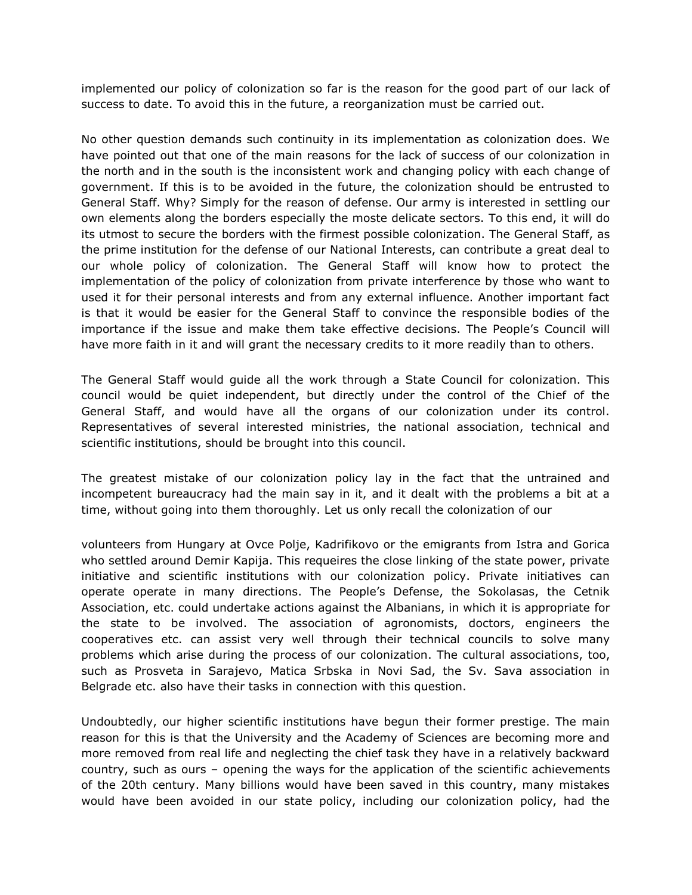implemented our policy of colonization so far is the reason for the good part of our lack of success to date. To avoid this in the future, a reorganization must be carried out.

No other question demands such continuity in its implementation as colonization does. We have pointed out that one of the main reasons for the lack of success of our colonization in the north and in the south is the inconsistent work and changing policy with each change of government. If this is to be avoided in the future, the colonization should be entrusted to General Staff. Why? Simply for the reason of defense. Our army is interested in settling our own elements along the borders especially the moste delicate sectors. To this end, it will do its utmost to secure the borders with the firmest possible colonization. The General Staff, as the prime institution for the defense of our National Interests, can contribute a great deal to our whole policy of colonization. The General Staff will know how to protect the implementation of the policy of colonization from private interference by those who want to used it for their personal interests and from any external influence. Another important fact is that it would be easier for the General Staff to convince the responsible bodies of the importance if the issue and make them take effective decisions. The People's Council will have more faith in it and will grant the necessary credits to it more readily than to others.

The General Staff would guide all the work through a State Council for colonization. This council would be quiet independent, but directly under the control of the Chief of the General Staff, and would have all the organs of our colonization under its control. Representatives of several interested ministries, the national association, technical and scientific institutions, should be brought into this council.

The greatest mistake of our colonization policy lay in the fact that the untrained and incompetent bureaucracy had the main say in it, and it dealt with the problems a bit at a time, without going into them thoroughly. Let us only recall the colonization of our volunteers from Hungary at Ovce Polje, Kadrifikovo or the emigrants from Istra and Gorica who settled around Demir Kapija. This requeires the close linking of the state power, private initiative and scientific institutions with our colonization policy. Private initiatives can operate operate in many directions. The People's Defense, the Sokolasas, the Cetnik Association, etc. could undertake actions against the Albanians, in which it is appropriate for the state to be involved. The association of agronomists, doctors, engineers the cooperatives etc. can assist very well through their technical councils to solve many problems which arise during the process of our colonization. The cultural associations, too, such as Prosveta in Sarajevo, Matica Srbska in Novi Sad, the Sv. Sava association in Belgrade etc. also have their tasks in connection with this question.

Undoubtedly, our higher scientific institutions have begun their former prestige. The main reason for this is that the University and the Academy of Sciences are becoming more and more removed from real life and neglecting the chief task they have in a relatively backward country, such as ours – opening the ways for the application of the scientific achievements of the 20th century. Many billions would have been saved in this country, many mistakes would have been avoided in our state policy, including our colonization policy, had the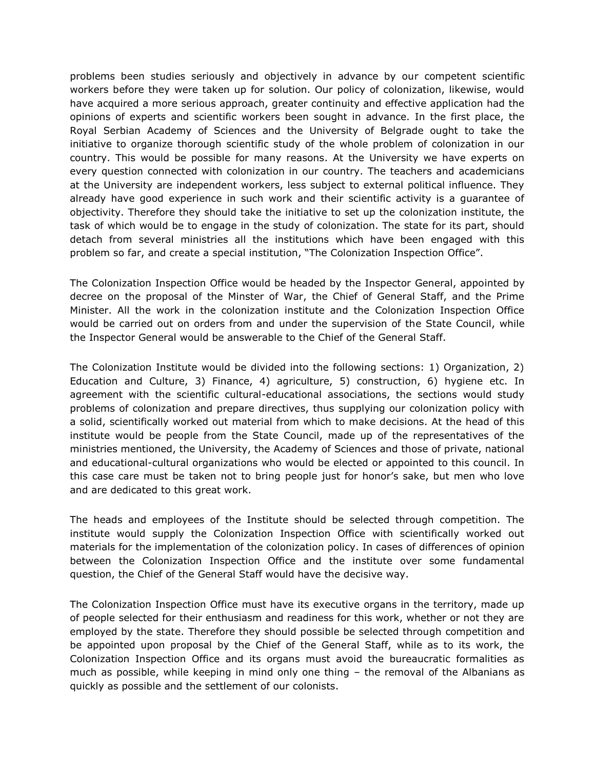problems been studies seriously and objectively in advance by our competent scientific workers before they were taken up for solution. Our policy of colonization, likewise, would have acquired a more serious approach, greater continuity and effective application had the opinions of experts and scientific workers been sought in advance. In the first place, the Royal Serbian Academy of Sciences and the University of Belgrade ought to take the initiative to organize thorough scientific study of the whole problem of colonization in our country. This would be possible for many reasons. At the University we have experts on every question connected with colonization in our country. The teachers and academicians at the University are independent workers, less subject to external political influence. They already have good experience in such work and their scientific activity is a guarantee of objectivity. Therefore they should take the initiative to set up the colonization institute, the task of which would be to engage in the study of colonization. The state for its part, should detach from several ministries all the institutions which have been engaged with this problem so far, and create a special institution, "The Colonization Inspection Office".

The Colonization Inspection Office would be headed by the Inspector General, appointed by decree on the proposal of the Minster of War, the Chief of General Staff, and the Prime Minister. All the work in the colonization institute and the Colonization Inspection Office would be carried out on orders from and under the supervision of the State Council, while the Inspector General would be answerable to the Chief of the General Staff.

The Colonization Institute would be divided into the following sections: 1) Organization, 2) Education and Culture, 3) Finance, 4) agriculture, 5) construction, 6) hygiene etc. In agreement with the scientific cultural-educational associations, the sections would study problems of colonization and prepare directives, thus supplying our colonization policy with a solid, scientifically worked out material from which to make decisions. At the head of this institute would be people from the State Council, made up of the representatives of the ministries mentioned, the University, the Academy of Sciences and those of private, national and educational-cultural organizations who would be elected or appointed to this council. In this case care must be taken not to bring people just for honor's sake, but men who love and are dedicated to this great work.

The heads and employees of the Institute should be selected through competition. The institute would supply the Colonization Inspection Office with scientifically worked out materials for the implementation of the colonization policy. In cases of differences of opinion between the Colonization Inspection Office and the institute over some fundamental question, the Chief of the General Staff would have the decisive way.

The Colonization Inspection Office must have its executive organs in the territory, made up of people selected for their enthusiasm and readiness for this work, whether or not they are employed by the state. Therefore they should possible be selected through competition and be appointed upon proposal by the Chief of the General Staff, while as to its work, the Colonization Inspection Office and its organs must avoid the bureaucratic formalities as much as possible, while keeping in mind only one thing – the removal of the Albanians as quickly as possible and the settlement of our colonists.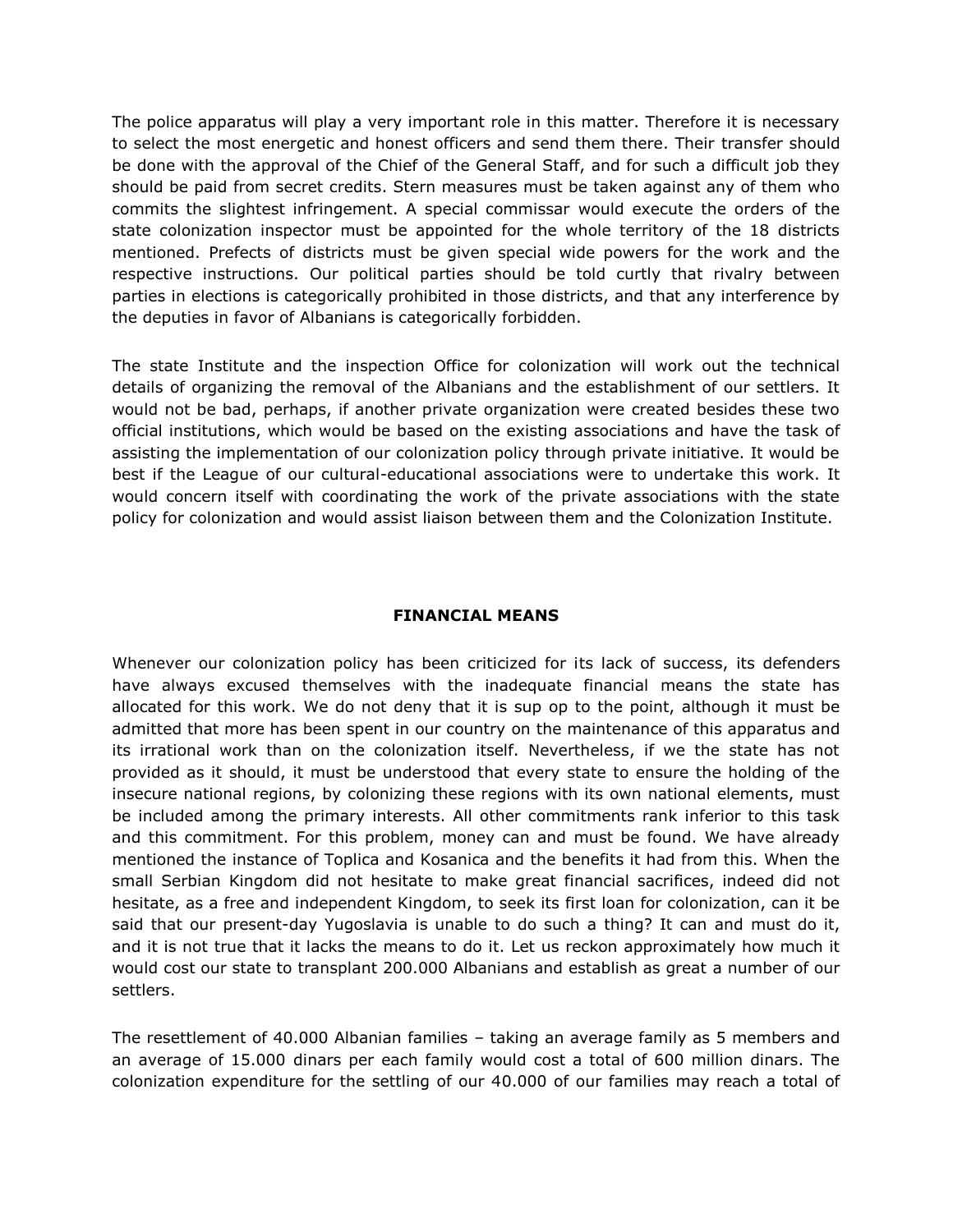The police apparatus will play a very important role in this matter. Therefore it is necessary to select the most energetic and honest officers and send them there. Their transfer should be done with the approval of the Chief of the General Staff, and for such a difficult job they should be paid from secret credits. Stern measures must be taken against any of them who commits the slightest infringement. A special commissar would execute the orders of the state colonization inspector must be appointed for the whole territory of the 18 districts mentioned. Prefects of districts must be given special wide powers for the work and the respective instructions. Our political parties should be told curtly that rivalry between parties in elections is categorically prohibited in those districts, and that any interference by the deputies in favor of Albanians is categorically forbidden.

The state Institute and the inspection Office for colonization will work out the technical details of organizing the removal of the Albanians and the establishment of our settlers. It would not be bad, perhaps, if another private organization were created besides these two official institutions, which would be based on the existing associations and have the task of assisting the implementation of our colonization policy through private initiative. It would be best if the League of our cultural-educational associations were to undertake this work. It would concern itself with coordinating the work of the private associations with the state policy for colonization and would assist liaison between them and the Colonization Institute.

**FINANCIAL MEANS**

Whenever our colonization policy has been criticized for its lack of success, its defenders have always excused themselves with the inadequate financial means the state has allocated for this work. We do not deny that it is sup op to the point, although it must be admitted that more has been spent in our country on the maintenance of this apparatus and its irrational work than on the colonization itself. Nevertheless, if we the state has not provided as it should, it must be understood that every state to ensure the holding of the insecure national regions, by colonizing these regions with its own national elements, must be included among the primary interests. All other commitments rank inferior to this task and this commitment. For this problem, money can and must be found. We have already mentioned the instance of Toplica and Kosanica and the benefits it had from this. When the small Serbian Kingdom did not hesitate to make great financial sacrifices, indeed did not hesitate, as a free and independent Kingdom, to seek its first loan for colonization, can it be said that our present-day Yugoslavia is unable to do such a thing? It can and must do it, and it is not true that it lacks the means to do it. Let us reckon approximately how much it would cost our state to transplant 200.000 Albanians and establish as great a number of our settlers.

The resettlement of 40.000 Albanian families – taking an average family as 5 members and an average of 15.000 dinars per each family would cost a total of 600 million dinars. The colonization expenditure for the settling of our 40.000 of our families may reach a total of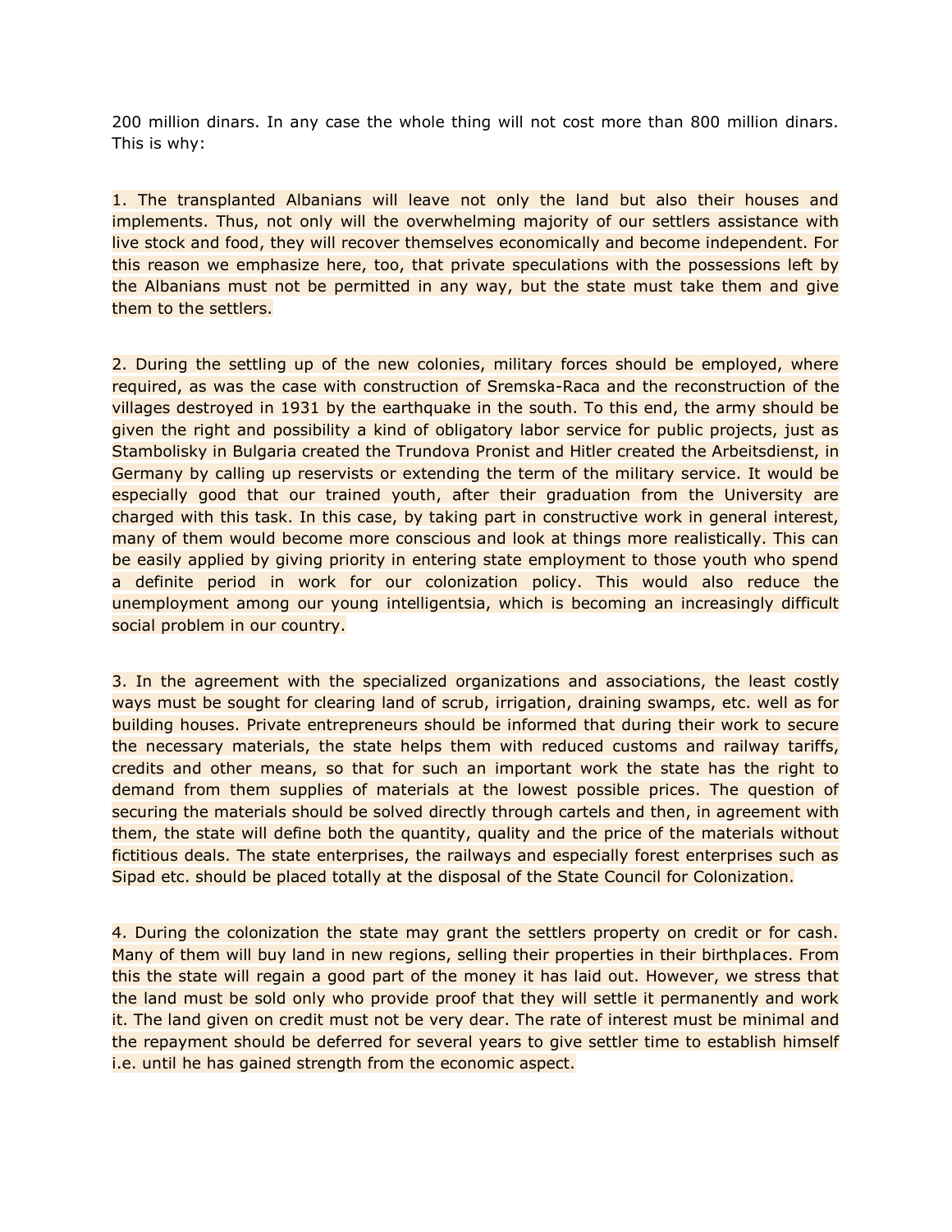200 million dinars. In any case the whole thing will not cost more than 800 million dinars. This is why:

1. The transplanted Albanians will leave not only the land but also their houses and implements. Thus, not only will the overwhelming majority of our settlers assistance with live stock and food, they will recover themselves economically and become independent. For this reason we emphasize here, too, that private speculations with the possessions left by the Albanians must not be permitted in any way, but the state must take them and give them to the settlers.

2. During the settling up of the new colonies, military forces should be employed, where required, as was the case with construction of Sremska-Raca and the reconstruction of the villages destroyed in 1931 by the earthquake in the south. To this end, the army should be given the right and possibility a kind of obligatory labor service for public projects, just as Stambolisky in Bulgaria created the Trundova Pronist and Hitler created the Arbeitsdienst, in Germany by calling up reservists or extending the term of the military service. It would be especially good that our trained youth, after their graduation from the University are charged with this task. In this case, by taking part in constructive work in general interest, many of them would become more conscious and look at things more realistically. This can be easily applied by giving priority in entering state employment to those youth who spend a definite period in work for our colonization policy. This would also reduce the unemployment among our young intelligentsia, which is becoming an increasingly difficult social problem in our country.

3. In the agreement with the specialized organizations and associations, the least costly ways must be sought for clearing land of scrub, irrigation, draining swamps, etc. well as for building houses. Private entrepreneurs should be informed that during their work to secure the necessary materials, the state helps them with reduced customs and railway tariffs, credits and other means, so that for such an important work the state has the right to demand from them supplies of materials at the lowest possible prices. The question of securing the materials should be solved directly through cartels and then, in agreement with them, the state will define both the quantity, quality and the price of the materials without fictitious deals. The state enterprises, the railways and especially forest enterprises such as Sipad etc. should be placed totally at the disposal of the State Council for Colonization.

4. During the colonization the state may grant the settlers property on credit or for cash. Many of them will buy land in new regions, selling their properties in their birthplaces. From this the state will regain a good part of the money it has laid out. However, we stress that the land must be sold only who provide proof that they will settle it permanently and work it. The land given on credit must not be very dear. The rate of interest must be minimal and the repayment should be deferred for several years to give settler time to establish himself i.e. until he has gained strength from the economic aspect.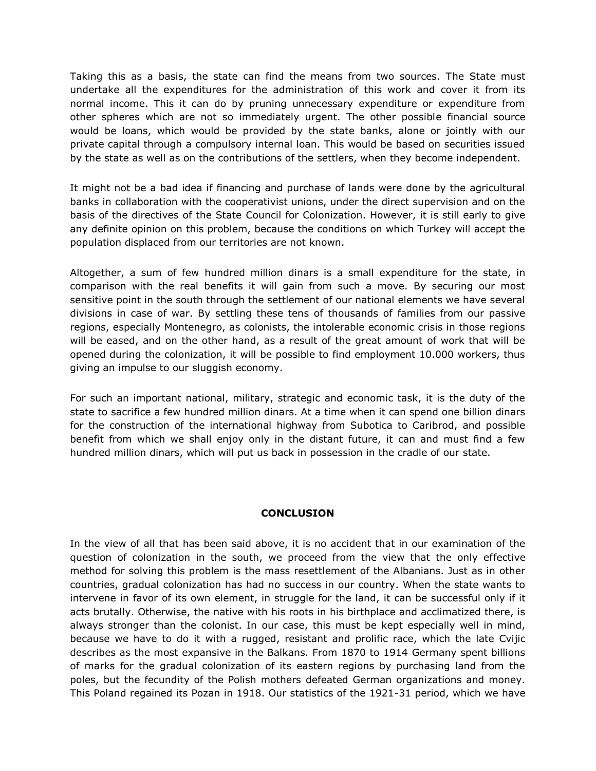Taking this as a basis, the state can find the means from two sources. The State must undertake all the expenditures for the administration of this work and cover it from its normal income. This it can do by pruning unnecessary expenditure or expenditure from other spheres which are not so immediately urgent. The other possible financial source would be loans, which would be provided by the state banks, alone or jointly with our private capital through a compulsory internal loan. This would be based on securities issued by the state as well as on the contributions of the settlers, when they become independent.

It might not be a bad idea if financing and purchase of lands were done by the agricultural banks in collaboration with the cooperativist unions, under the direct supervision and on the basis of the directives of the State Council for Colonization. However, it is still early to give any definite opinion on this problem, because the conditions on which Turkey will accept the population displaced from our territories are not known.

Altogether, a sum of few hundred million dinars is a small expenditure for the state, in comparison with the real benefits it will gain from such a move. By securing our most sensitive point in the south through the settlement of our national elements we have several divisions in case of war. By settling these tens of thousands of families from our passive regions, especially Montenegro, as colonists, the intolerable economic crisis in those regions will be eased, and on the other hand, as a result of the great amount of work that will be opened during the colonization, it will be possible to find employment 10.000 workers, thus giving an impulse to our sluggish economy.

For such an important national, military, strategic and economic task, it is the duty of the state to sacrifice a few hundred million dinars. At a time when it can spend one billion dinars for the construction of the international highway from Subotica to Caribrod, and possible benefit from which we shall enjoy only in the distant future, it can and must find a few hundred million dinars, which will put us back in possession in the cradle of our state.

## CONCLUSION

In the view of all that has been said above, it is no accident that in our examination of the question of colonization in the south, we proceed from the view that the only effective method for solving this problem is the mass resettlement of the Albanians. Just as in other countries, gradual colonization has had no success in our country. When the state wants to intervene in favor of its own element, in struggle for the land, it can be successful only if it acts brutally. Otherwise, the native with his roots in his birthplace and acclimatized there, is always stronger than the colonist. In our case, this must be kept especially well in mind, because we have to do it with a rugged, resistant and prolific race, which the late Cvijic describes as the most expansive in the Balkans. From 1870 to 1914 Germany spent billions of marks for the gradual colonization of its eastern regions by purchasing land from the poles, but the fecundity of the Polish mothers defeated German organizations and money. This Poland regained its Pozan in 1918. Our statistics of the 1921-31 period, which we have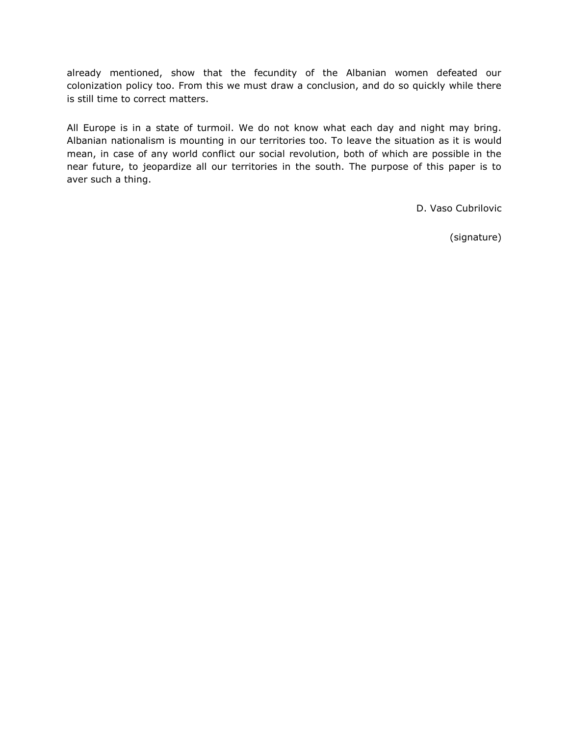already mentioned, show that the fecundity of the Albanian women defeated our colonization policy too. From this we must draw a conclusion, and do so quickly while there is still time to correct matters.

All Europe is in a state of turmoil. We do not know what each day and night may bring. Albanian nationalism is mounting in our territories too. To leave the situation as it is would mean, in case of any world conflict our social revolution, both of which are possible in the near future, to jeopardize all our territories in the south. The purpose of this paper is to aver such a thing.

D. Vaso Cubrilovic

(signature)